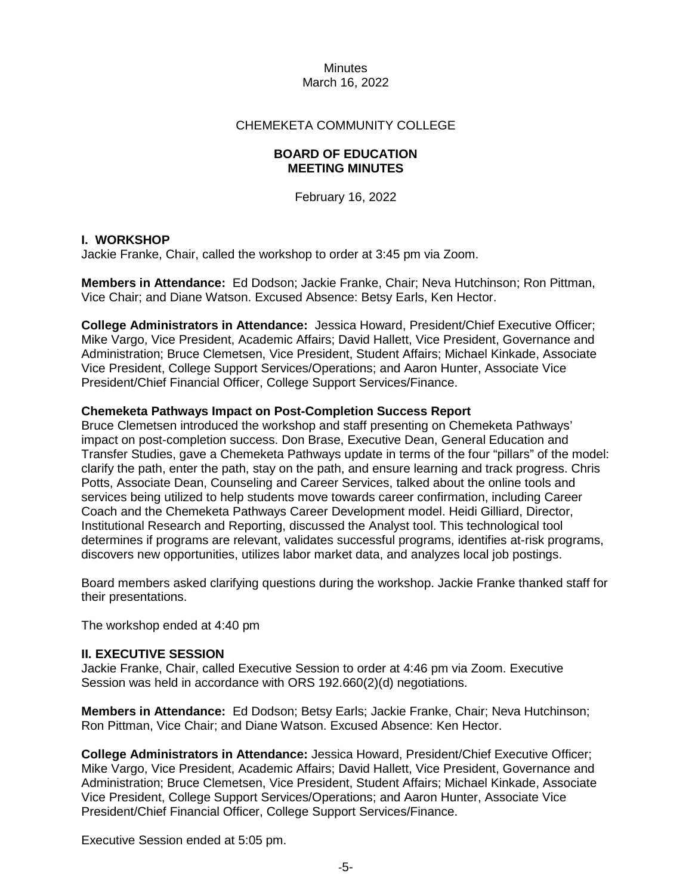Minutes
March 16, 2022

CHEMEKETA COMMUNITY COLLEGE

**BOARD OF EDUCATION**
**MEETING MINUTES**

February 16, 2022

## I. WORKSHOP

Jackie Franke, Chair, called the workshop to order at 3:45 pm via Zoom.

**Members in Attendance:** Ed Dodson; Jackie Franke, Chair; Neva Hutchinson; Ron Pittman, Vice Chair; and Diane Watson. Excused Absence: Betsy Earls, Ken Hector.

**College Administrators in Attendance:** Jessica Howard, President/Chief Executive Officer; Mike Vargo, Vice President, Academic Affairs; David Hallett, Vice President, Governance and Administration; Bruce Clemetsen, Vice President, Student Affairs; Michael Kinkade, Associate Vice President, College Support Services/Operations; and Aaron Hunter, Associate Vice President/Chief Financial Officer, College Support Services/Finance.

### Chemeketa Pathways Impact on Post-Completion Success Report

Bruce Clemetsen introduced the workshop and staff presenting on Chemeketa Pathways' impact on post-completion success. Don Brase, Executive Dean, General Education and Transfer Studies, gave a Chemeketa Pathways update in terms of the four "pillars" of the model: clarify the path, enter the path, stay on the path, and ensure learning and track progress. Chris Potts, Associate Dean, Counseling and Career Services, talked about the online tools and services being utilized to help students move towards career confirmation, including Career Coach and the Chemeketa Pathways Career Development model. Heidi Gilliard, Director, Institutional Research and Reporting, discussed the Analyst tool. This technological tool determines if programs are relevant, validates successful programs, identifies at-risk programs, discovers new opportunities, utilizes labor market data, and analyzes local job postings.

Board members asked clarifying questions during the workshop. Jackie Franke thanked staff for their presentations.

The workshop ended at 4:40 pm

## II. EXECUTIVE SESSION

Jackie Franke, Chair, called Executive Session to order at 4:46 pm via Zoom. Executive Session was held in accordance with ORS 192.660(2)(d) negotiations.

**Members in Attendance:** Ed Dodson; Betsy Earls; Jackie Franke, Chair; Neva Hutchinson; Ron Pittman, Vice Chair; and Diane Watson. Excused Absence: Ken Hector.

**College Administrators in Attendance:** Jessica Howard, President/Chief Executive Officer; Mike Vargo, Vice President, Academic Affairs; David Hallett, Vice President, Governance and Administration; Bruce Clemetsen, Vice President, Student Affairs; Michael Kinkade, Associate Vice President, College Support Services/Operations; and Aaron Hunter, Associate Vice President/Chief Financial Officer, College Support Services/Finance.

Executive Session ended at 5:05 pm.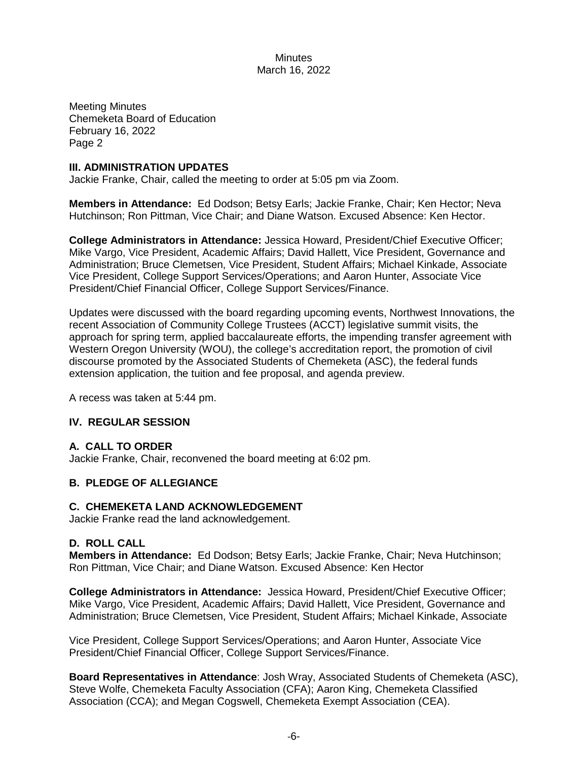Meeting Minutes
Chemeketa Board of Education
February 16, 2022
Page 2

### III. ADMINISTRATION UPDATES

Jackie Franke, Chair, called the meeting to order at 5:05 pm via Zoom.

**Members in Attendance:** Ed Dodson; Betsy Earls; Jackie Franke, Chair; Ken Hector; Neva Hutchinson; Ron Pittman, Vice Chair; and Diane Watson. Excused Absence: Ken Hector.

**College Administrators in Attendance:** Jessica Howard, President/Chief Executive Officer; Mike Vargo, Vice President, Academic Affairs; David Hallett, Vice President, Governance and Administration; Bruce Clemetsen, Vice President, Student Affairs; Michael Kinkade, Associate Vice President, College Support Services/Operations; and Aaron Hunter, Associate Vice President/Chief Financial Officer, College Support Services/Finance.

Updates were discussed with the board regarding upcoming events, Northwest Innovations, the recent Association of Community College Trustees (ACCT) legislative summit visits, the approach for spring term, applied baccalaureate efforts, the impending transfer agreement with Western Oregon University (WOU), the college's accreditation report, the promotion of civil discourse promoted by the Associated Students of Chemeketa (ASC), the federal funds extension application, the tuition and fee proposal, and agenda preview.

A recess was taken at 5:44 pm.

### IV. REGULAR SESSION

#### A. CALL TO ORDER

Jackie Franke, Chair, reconvened the board meeting at 6:02 pm.

#### B. PLEDGE OF ALLEGIANCE

#### C. CHEMEKETA LAND ACKNOWLEDGEMENT

Jackie Franke read the land acknowledgement.

#### D. ROLL CALL

**Members in Attendance:** Ed Dodson; Betsy Earls; Jackie Franke, Chair; Neva Hutchinson; Ron Pittman, Vice Chair; and Diane Watson. Excused Absence: Ken Hector

**College Administrators in Attendance:** Jessica Howard, President/Chief Executive Officer; Mike Vargo, Vice President, Academic Affairs; David Hallett, Vice President, Governance and Administration; Bruce Clemetsen, Vice President, Student Affairs; Michael Kinkade, Associate Vice President, College Support Services/Operations; and Aaron Hunter, Associate Vice President/Chief Financial Officer, College Support Services/Finance.

**Board Representatives in Attendance**: Josh Wray, Associated Students of Chemeketa (ASC), Steve Wolfe, Chemeketa Faculty Association (CFA); Aaron King, Chemeketa Classified Association (CCA); and Megan Cogswell, Chemeketa Exempt Association (CEA).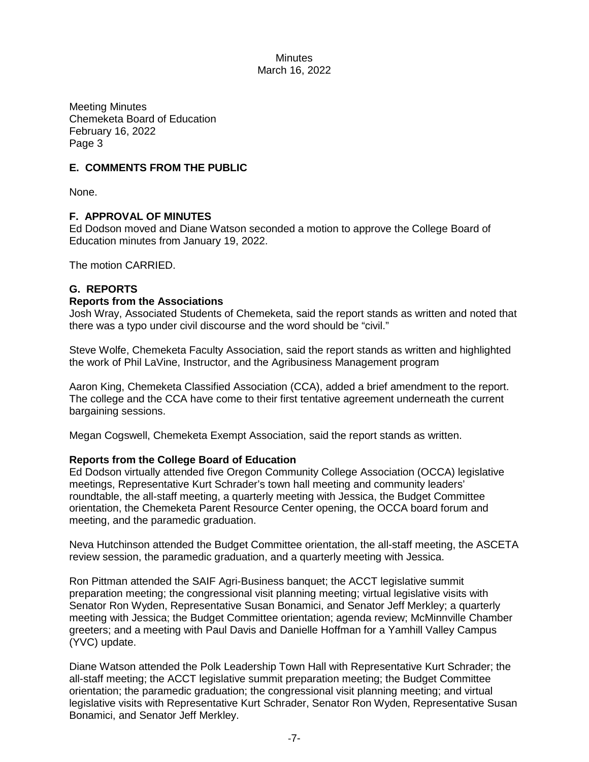## E. COMMENTS FROM THE PUBLIC

None.

## F. APPROVAL OF MINUTES

Ed Dodson moved and Diane Watson seconded a motion to approve the College Board of Education minutes from January 19, 2022.

The motion CARRIED.

## G. REPORTS

### Reports from the Associations

Josh Wray, Associated Students of Chemeketa, said the report stands as written and noted that there was a typo under civil discourse and the word should be "civil."

Steve Wolfe, Chemeketa Faculty Association, said the report stands as written and highlighted the work of Phil LaVine, Instructor, and the Agribusiness Management program

Aaron King, Chemeketa Classified Association (CCA), added a brief amendment to the report. The college and the CCA have come to their first tentative agreement underneath the current bargaining sessions.

Megan Cogswell, Chemeketa Exempt Association, said the report stands as written.

### Reports from the College Board of Education

Ed Dodson virtually attended five Oregon Community College Association (OCCA) legislative meetings, Representative Kurt Schrader's town hall meeting and community leaders' roundtable, the all-staff meeting, a quarterly meeting with Jessica, the Budget Committee orientation, the Chemeketa Parent Resource Center opening, the OCCA board forum and meeting, and the paramedic graduation.

Neva Hutchinson attended the Budget Committee orientation, the all-staff meeting, the ASCETA review session, the paramedic graduation, and a quarterly meeting with Jessica.

Ron Pittman attended the SAIF Agri-Business banquet; the ACCT legislative summit preparation meeting; the congressional visit planning meeting; virtual legislative visits with Senator Ron Wyden, Representative Susan Bonamici, and Senator Jeff Merkley; a quarterly meeting with Jessica; the Budget Committee orientation; agenda review; McMinnville Chamber greeters; and a meeting with Paul Davis and Danielle Hoffman for a Yamhill Valley Campus (YVC) update.

Diane Watson attended the Polk Leadership Town Hall with Representative Kurt Schrader; the all-staff meeting; the ACCT legislative summit preparation meeting; the Budget Committee orientation; the paramedic graduation; the congressional visit planning meeting; and virtual legislative visits with Representative Kurt Schrader, Senator Ron Wyden, Representative Susan Bonamici, and Senator Jeff Merkley.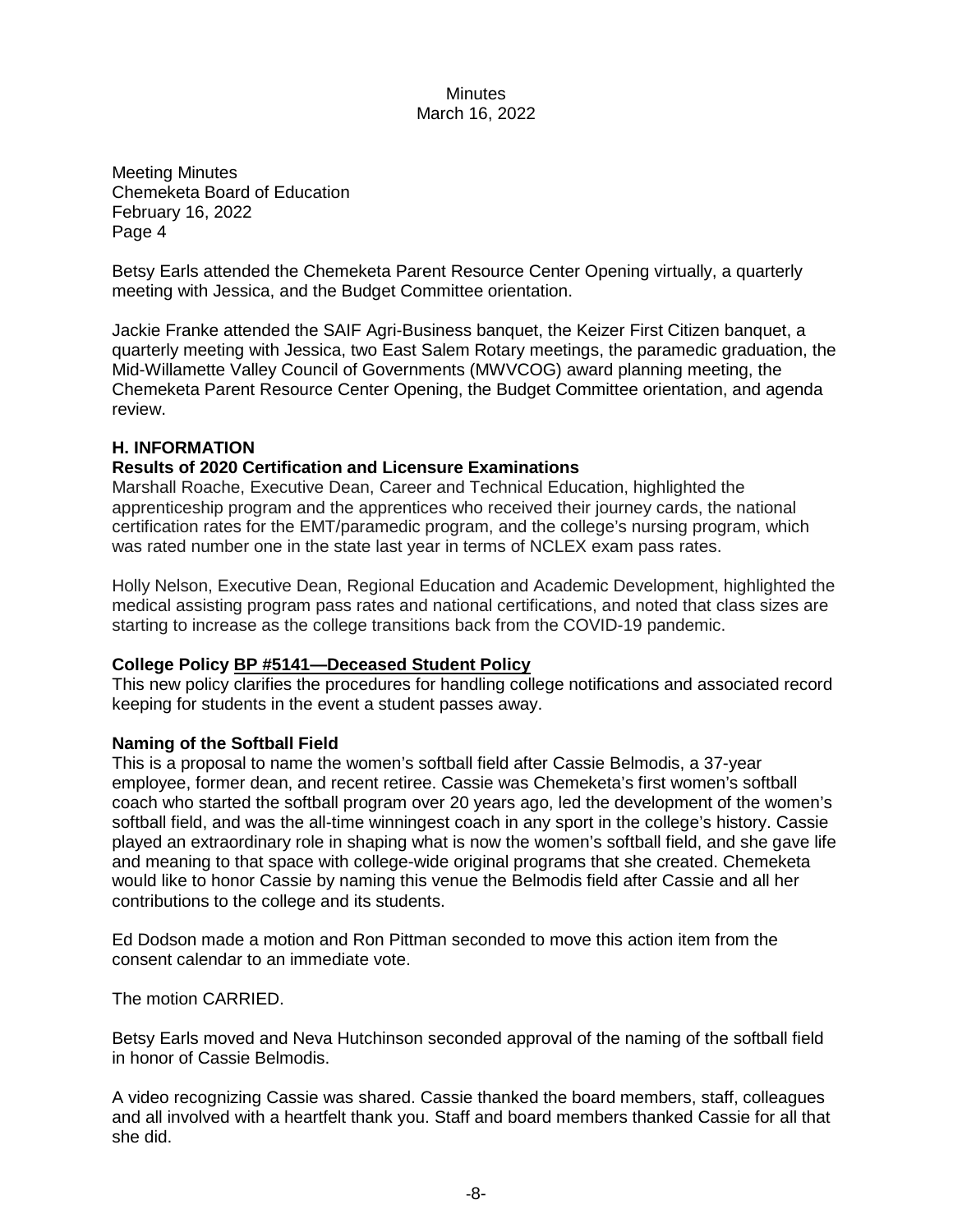Betsy Earls attended the Chemeketa Parent Resource Center Opening virtually, a quarterly meeting with Jessica, and the Budget Committee orientation.

Jackie Franke attended the SAIF Agri-Business banquet, the Keizer First Citizen banquet, a quarterly meeting with Jessica, two East Salem Rotary meetings, the paramedic graduation, the Mid-Willamette Valley Council of Governments (MWVCOG) award planning meeting, the Chemeketa Parent Resource Center Opening, the Budget Committee orientation, and agenda review.

## H. INFORMATION

### Results of 2020 Certification and Licensure Examinations

Marshall Roache, Executive Dean, Career and Technical Education, highlighted the apprenticeship program and the apprentices who received their journey cards, the national certification rates for the EMT/paramedic program, and the college's nursing program, which was rated number one in the state last year in terms of NCLEX exam pass rates.

Holly Nelson, Executive Dean, Regional Education and Academic Development, highlighted the medical assisting program pass rates and national certifications, and noted that class sizes are starting to increase as the college transitions back from the COVID-19 pandemic.

### College Policy BP #5141—Deceased Student Policy

This new policy clarifies the procedures for handling college notifications and associated record keeping for students in the event a student passes away.

### Naming of the Softball Field

This is a proposal to name the women's softball field after Cassie Belmodis, a 37-year employee, former dean, and recent retiree. Cassie was Chemeketa's first women's softball coach who started the softball program over 20 years ago, led the development of the women's softball field, and was the all-time winningest coach in any sport in the college's history. Cassie played an extraordinary role in shaping what is now the women's softball field, and she gave life and meaning to that space with college-wide original programs that she created. Chemeketa would like to honor Cassie by naming this venue the Belmodis field after Cassie and all her contributions to the college and its students.

Ed Dodson made a motion and Ron Pittman seconded to move this action item from the consent calendar to an immediate vote.

The motion CARRIED.

Betsy Earls moved and Neva Hutchinson seconded approval of the naming of the softball field in honor of Cassie Belmodis.

A video recognizing Cassie was shared. Cassie thanked the board members, staff, colleagues and all involved with a heartfelt thank you. Staff and board members thanked Cassie for all that she did.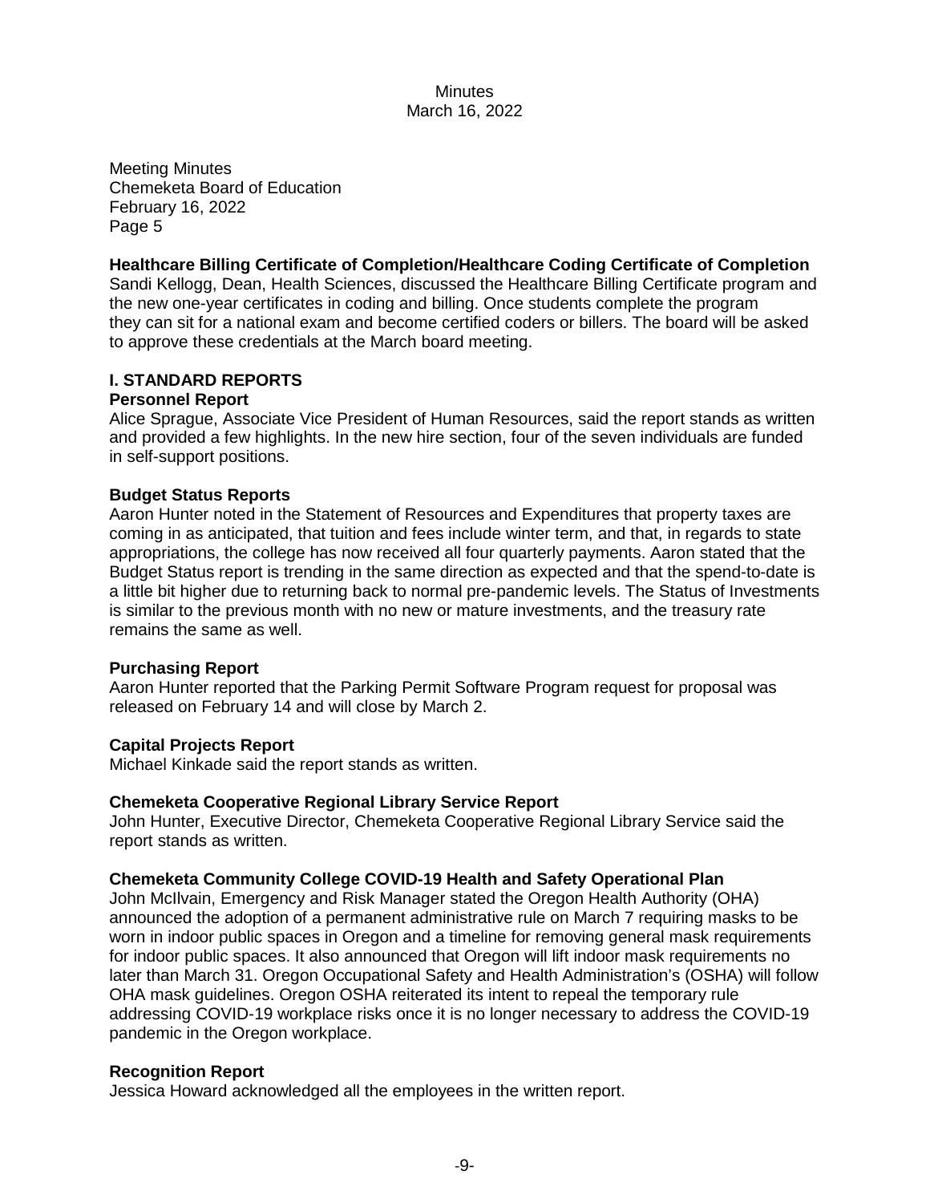Meeting Minutes
Chemeketa Board of Education
February 16, 2022
Page 5

**Healthcare Billing Certificate of Completion/Healthcare Coding Certificate of Completion**
Sandi Kellogg, Dean, Health Sciences, discussed the Healthcare Billing Certificate program and the new one-year certificates in coding and billing. Once students complete the program they can sit for a national exam and become certified coders or billers. The board will be asked to approve these credentials at the March board meeting.

## I. STANDARD REPORTS

**Personnel Report**
Alice Sprague, Associate Vice President of Human Resources, said the report stands as written and provided a few highlights. In the new hire section, four of the seven individuals are funded in self-support positions.

**Budget Status Reports**
Aaron Hunter noted in the Statement of Resources and Expenditures that property taxes are coming in as anticipated, that tuition and fees include winter term, and that, in regards to state appropriations, the college has now received all four quarterly payments. Aaron stated that the Budget Status report is trending in the same direction as expected and that the spend-to-date is a little bit higher due to returning back to normal pre-pandemic levels. The Status of Investments is similar to the previous month with no new or mature investments, and the treasury rate remains the same as well.

**Purchasing Report**
Aaron Hunter reported that the Parking Permit Software Program request for proposal was released on February 14 and will close by March 2.

**Capital Projects Report**
Michael Kinkade said the report stands as written.

**Chemeketa Cooperative Regional Library Service Report**
John Hunter, Executive Director, Chemeketa Cooperative Regional Library Service said the report stands as written.

**Chemeketa Community College COVID-19 Health and Safety Operational Plan**
John McIlvain, Emergency and Risk Manager stated the Oregon Health Authority (OHA) announced the adoption of a permanent administrative rule on March 7 requiring masks to be worn in indoor public spaces in Oregon and a timeline for removing general mask requirements for indoor public spaces. It also announced that Oregon will lift indoor mask requirements no later than March 31. Oregon Occupational Safety and Health Administration's (OSHA) will follow OHA mask guidelines. Oregon OSHA reiterated its intent to repeal the temporary rule addressing COVID-19 workplace risks once it is no longer necessary to address the COVID-19 pandemic in the Oregon workplace.

**Recognition Report**
Jessica Howard acknowledged all the employees in the written report.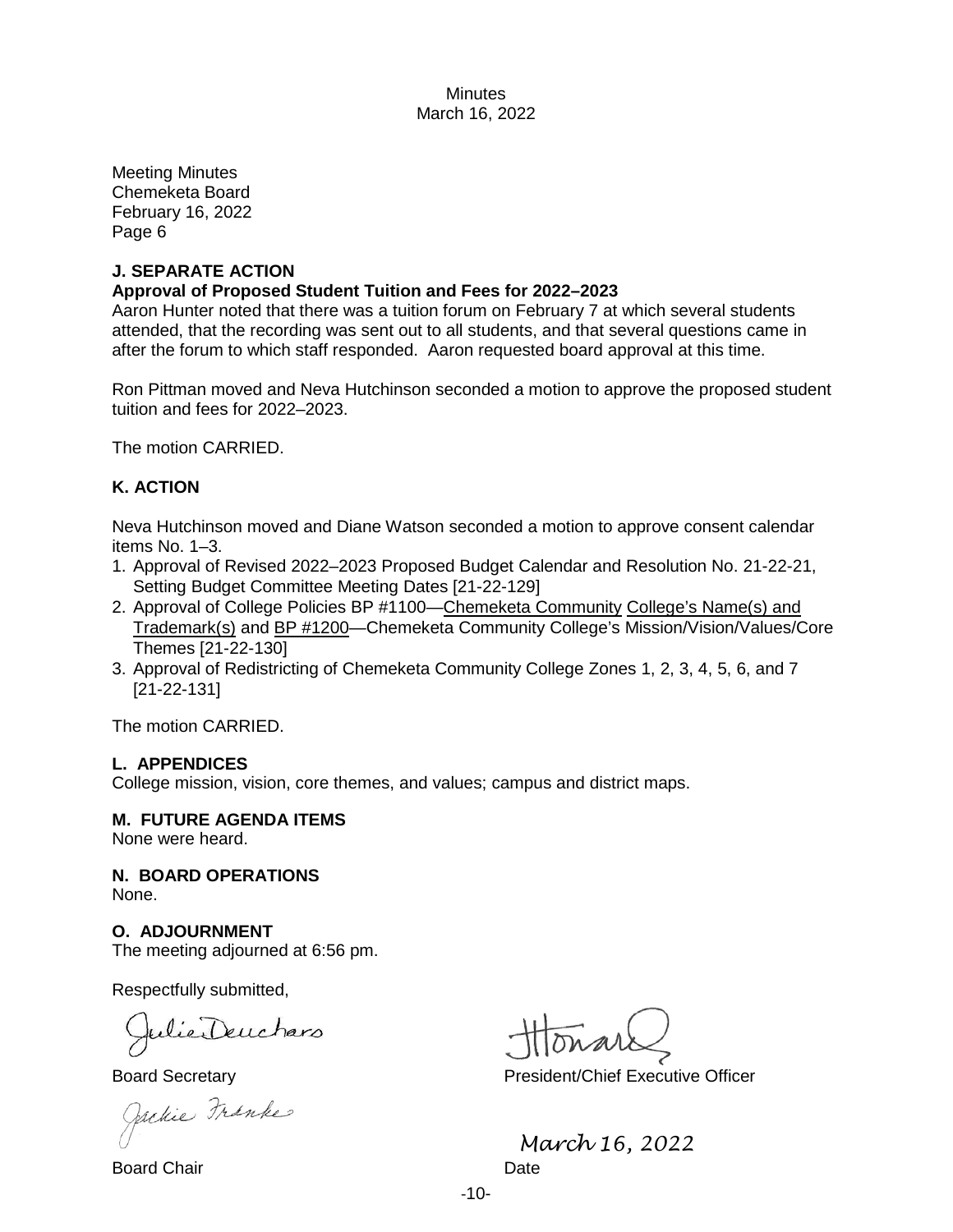Meeting Minutes
Chemeketa Board
February 16, 2022
Page 6

**J. SEPARATE ACTION**
**Approval of Proposed Student Tuition and Fees for 2022–2023**
Aaron Hunter noted that there was a tuition forum on February 7 at which several students attended, that the recording was sent out to all students, and that several questions came in after the forum to which staff responded. Aaron requested board approval at this time.

Ron Pittman moved and Neva Hutchinson seconded a motion to approve the proposed student tuition and fees for 2022–2023.

The motion CARRIED.

**K. ACTION**

Neva Hutchinson moved and Diane Watson seconded a motion to approve consent calendar items No. 1–3.

1. Approval of Revised 2022–2023 Proposed Budget Calendar and Resolution No. 21-22-21, Setting Budget Committee Meeting Dates [21-22-129]
2. Approval of College Policies BP #1100—Chemeketa Community College's Name(s) and Trademark(s) and BP #1200—Chemeketa Community College's Mission/Vision/Values/Core Themes [21-22-130]
3. Approval of Redistricting of Chemeketa Community College Zones 1, 2, 3, 4, 5, 6, and 7 [21-22-131]

The motion CARRIED.

**L. APPENDICES**
College mission, vision, core themes, and values; campus and district maps.

**M. FUTURE AGENDA ITEMS**
None were heard.

**N. BOARD OPERATIONS**
None.

**O. ADJOURNMENT**
The meeting adjourned at 6:56 pm.

Respectfully submitted,

Julie Deuchars

Board Secretary

Jackie Franke

Board Chair

JHonard

President/Chief Executive Officer

*March 16, 2022*

Date